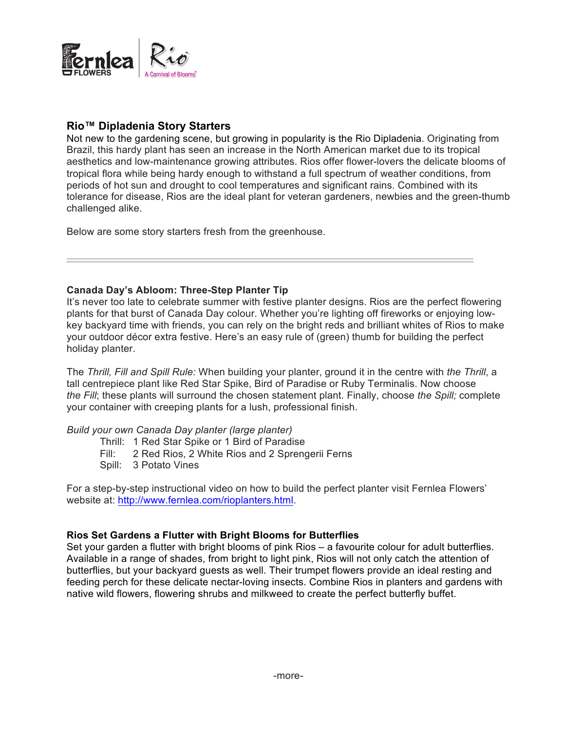Fernlea FLOWERS | Rio A Carnival of Blooms®

## Rio™ Dipladenia Story Starters

Not new to the gardening scene, but growing in popularity is the Rio Dipladenia. Originating from Brazil, this hardy plant has seen an increase in the North American market due to its tropical aesthetics and low-maintenance growing attributes. Rios offer flower-lovers the delicate blooms of tropical flora while being hardy enough to withstand a full spectrum of weather conditions, from periods of hot sun and drought to cool temperatures and significant rains. Combined with its tolerance for disease, Rios are the ideal plant for veteran gardeners, newbies and the green-thumb challenged alike.

Below are some story starters fresh from the greenhouse.

---

### Canada Day's Abloom: Three-Step Planter Tip

It's never too late to celebrate summer with festive planter designs. Rios are the perfect flowering plants for that burst of Canada Day colour. Whether you're lighting off fireworks or enjoying low-key backyard time with friends, you can rely on the bright reds and brilliant whites of Rios to make your outdoor décor extra festive. Here's an easy rule of (green) thumb for building the perfect holiday planter.

The *Thrill, Fill and Spill Rule:* When building your planter, ground it in the centre with *the Thrill*, a tall centrepiece plant like Red Star Spike, Bird of Paradise or Ruby Terminalis. Now choose *the Fill*; these plants will surround the chosen statement plant. Finally, choose *the Spill;* complete your container with creeping plants for a lush, professional finish.

*Build your own Canada Day planter (large planter)*

- Thrill: 1 Red Star Spike or 1 Bird of Paradise
- Fill: 2 Red Rios, 2 White Rios and 2 Sprengerii Ferns
- Spill: 3 Potato Vines

For a step-by-step instructional video on how to build the perfect planter visit Fernlea Flowers' website at: http://www.fernlea.com/rioplanters.html.

### Rios Set Gardens a Flutter with Bright Blooms for Butterflies

Set your garden a flutter with bright blooms of pink Rios – a favourite colour for adult butterflies. Available in a range of shades, from bright to light pink, Rios will not only catch the attention of butterflies, but your backyard guests as well. Their trumpet flowers provide an ideal resting and feeding perch for these delicate nectar-loving insects. Combine Rios in planters and gardens with native wild flowers, flowering shrubs and milkweed to create the perfect butterfly buffet.

-more-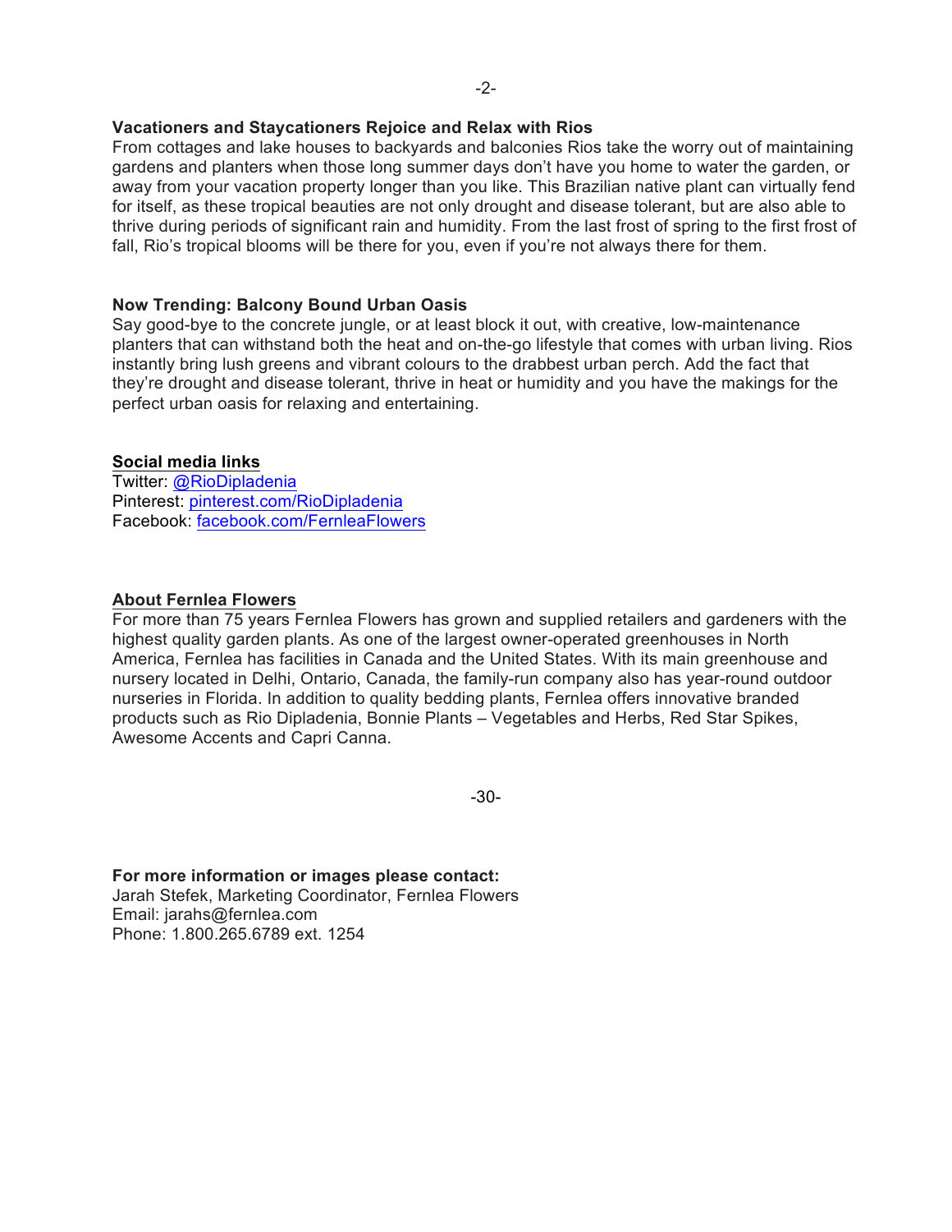**Vacationers and Staycationers Rejoice and Relax with Rios**

From cottages and lake houses to backyards and balconies Rios take the worry out of maintaining gardens and planters when those long summer days don't have you home to water the garden, or away from your vacation property longer than you like. This Brazilian native plant can virtually fend for itself, as these tropical beauties are not only drought and disease tolerant, but are also able to thrive during periods of significant rain and humidity. From the last frost of spring to the first frost of fall, Rio's tropical blooms will be there for you, even if you're not always there for them.

**Now Trending: Balcony Bound Urban Oasis**

Say good-bye to the concrete jungle, or at least block it out, with creative, low-maintenance planters that can withstand both the heat and on-the-go lifestyle that comes with urban living. Rios instantly bring lush greens and vibrant colours to the drabbest urban perch. Add the fact that they're drought and disease tolerant, thrive in heat or humidity and you have the makings for the perfect urban oasis for relaxing and entertaining.

**Social media links**

Twitter: @RioDipladenia
Pinterest: pinterest.com/RioDipladenia
Facebook: facebook.com/FernleaFlowers

**About Fernlea Flowers**

For more than 75 years Fernlea Flowers has grown and supplied retailers and gardeners with the highest quality garden plants. As one of the largest owner-operated greenhouses in North America, Fernlea has facilities in Canada and the United States. With its main greenhouse and nursery located in Delhi, Ontario, Canada, the family-run company also has year-round outdoor nurseries in Florida. In addition to quality bedding plants, Fernlea offers innovative branded products such as Rio Dipladenia, Bonnie Plants – Vegetables and Herbs, Red Star Spikes, Awesome Accents and Capri Canna.

-30-

**For more information or images please contact:**

Jarah Stefek, Marketing Coordinator, Fernlea Flowers
Email: jarahs@fernlea.com
Phone: 1.800.265.6789 ext. 1254